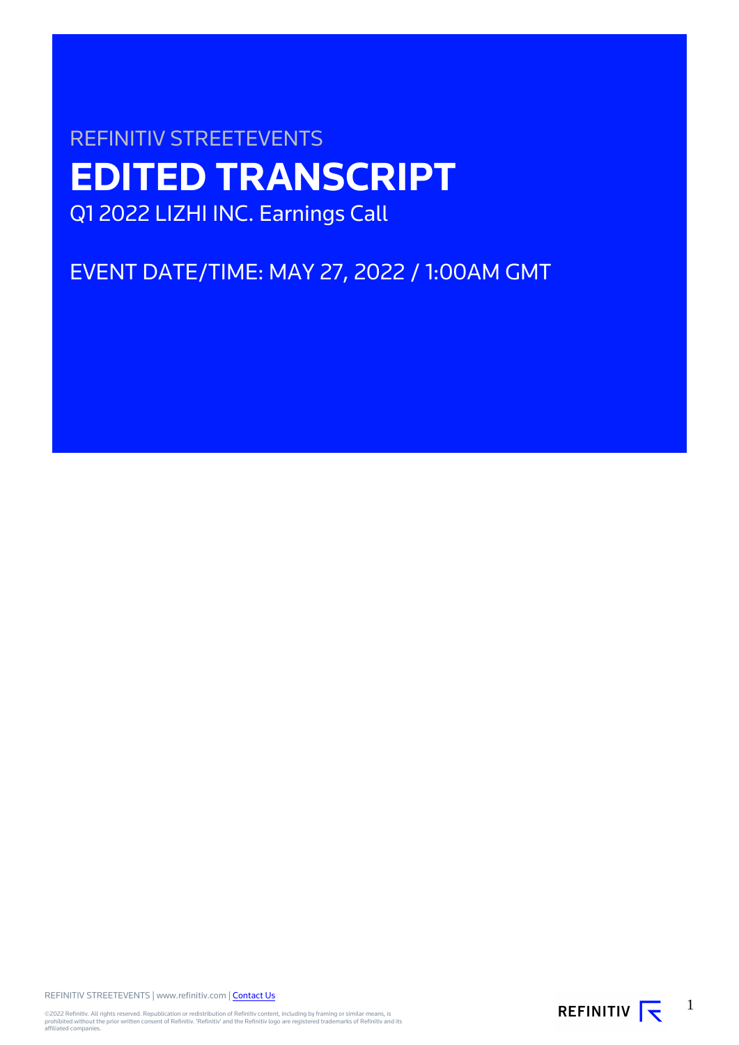REFINITIV STREETEVENTS

# EDITED TRANSCRIPT

Q1 2022 LIZHI INC. Earnings Call

EVENT DATE/TIME: MAY 27, 2022 / 1:00AM GMT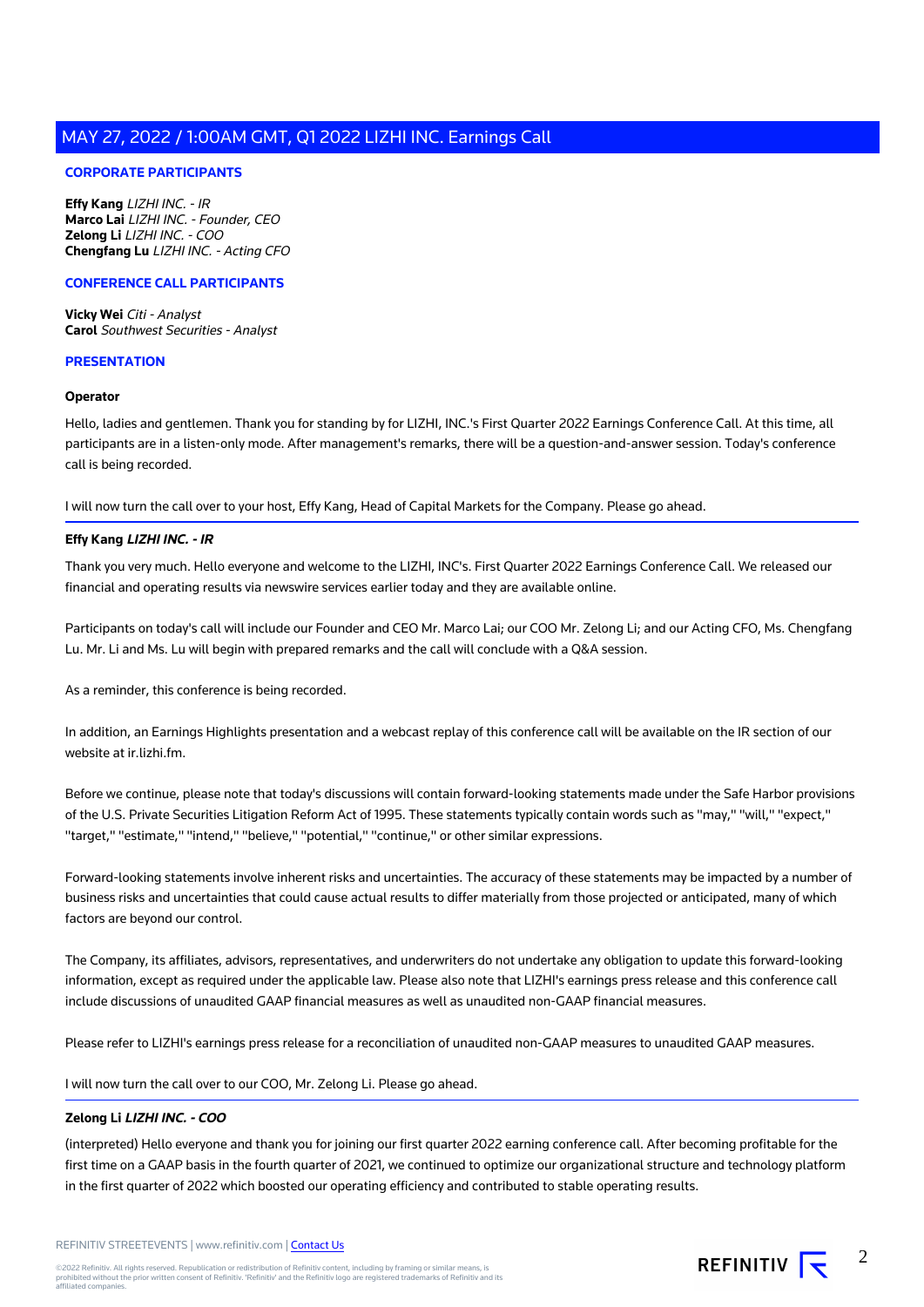## CORPORATE PARTICIPANTS

**Effy Kang** *LIZHI INC. - IR*
**Marco Lai** *LIZHI INC. - Founder, CEO*
**Zelong Li** *LIZHI INC. - COO*
**Chengfang Lu** *LIZHI INC. - Acting CFO*

## CONFERENCE CALL PARTICIPANTS

**Vicky Wei** *Citi - Analyst*
**Carol** *Southwest Securities - Analyst*

## PRESENTATION

**Operator**

Hello, ladies and gentlemen. Thank you for standing by for LIZHI, INC.'s First Quarter 2022 Earnings Conference Call. At this time, all participants are in a listen-only mode. After management's remarks, there will be a question-and-answer session. Today's conference call is being recorded.

I will now turn the call over to your host, Effy Kang, Head of Capital Markets for the Company. Please go ahead.

**Effy Kang** ***LIZHI INC. - IR***

Thank you very much. Hello everyone and welcome to the LIZHI, INC's. First Quarter 2022 Earnings Conference Call. We released our financial and operating results via newswire services earlier today and they are available online.

Participants on today's call will include our Founder and CEO Mr. Marco Lai; our COO Mr. Zelong Li; and our Acting CFO, Ms. Chengfang Lu. Mr. Li and Ms. Lu will begin with prepared remarks and the call will conclude with a Q&A session.

As a reminder, this conference is being recorded.

In addition, an Earnings Highlights presentation and a webcast replay of this conference call will be available on the IR section of our website at ir.lizhi.fm.

Before we continue, please note that today's discussions will contain forward-looking statements made under the Safe Harbor provisions of the U.S. Private Securities Litigation Reform Act of 1995. These statements typically contain words such as "may," "will," "expect," "target," "estimate," "intend," "believe," "potential," "continue," or other similar expressions.

Forward-looking statements involve inherent risks and uncertainties. The accuracy of these statements may be impacted by a number of business risks and uncertainties that could cause actual results to differ materially from those projected or anticipated, many of which factors are beyond our control.

The Company, its affiliates, advisors, representatives, and underwriters do not undertake any obligation to update this forward-looking information, except as required under the applicable law. Please also note that LIZHI's earnings press release and this conference call include discussions of unaudited GAAP financial measures as well as unaudited non-GAAP financial measures.

Please refer to LIZHI's earnings press release for a reconciliation of unaudited non-GAAP measures to unaudited GAAP measures.

I will now turn the call over to our COO, Mr. Zelong Li. Please go ahead.

**Zelong Li** ***LIZHI INC. - COO***

(interpreted) Hello everyone and thank you for joining our first quarter 2022 earning conference call. After becoming profitable for the first time on a GAAP basis in the fourth quarter of 2021, we continued to optimize our organizational structure and technology platform in the first quarter of 2022 which boosted our operating efficiency and contributed to stable operating results.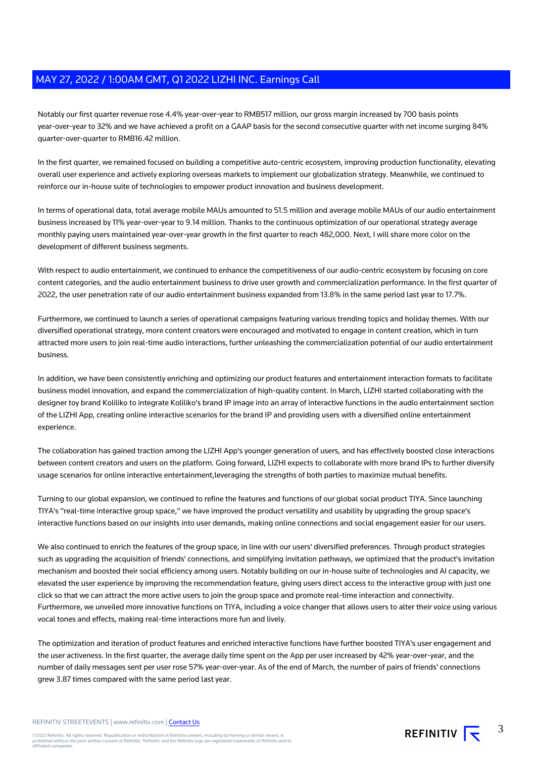Notably our first quarter revenue rose 4.4% year-over-year to RMB517 million, our gross margin increased by 700 basis points year-over-year to 32% and we have achieved a profit on a GAAP basis for the second consecutive quarter with net income surging 84% quarter-over-quarter to RMB16.42 million.

In the first quarter, we remained focused on building a competitive auto-centric ecosystem, improving production functionality, elevating overall user experience and actively exploring overseas markets to implement our globalization strategy. Meanwhile, we continued to reinforce our in-house suite of technologies to empower product innovation and business development.

In terms of operational data, total average mobile MAUs amounted to 51.5 million and average mobile MAUs of our audio entertainment business increased by 11% year-over-year to 9.14 million. Thanks to the continuous optimization of our operational strategy average monthly paying users maintained year-over-year growth in the first quarter to reach 482,000. Next, I will share more color on the development of different business segments.

With respect to audio entertainment, we continued to enhance the competitiveness of our audio-centric ecosystem by focusing on core content categories, and the audio entertainment business to drive user growth and commercialization performance. In the first quarter of 2022, the user penetration rate of our audio entertainment business expanded from 13.8% in the same period last year to 17.7%.

Furthermore, we continued to launch a series of operational campaigns featuring various trending topics and holiday themes. With our diversified operational strategy, more content creators were encouraged and motivated to engage in content creation, which in turn attracted more users to join real-time audio interactions, further unleashing the commercialization potential of our audio entertainment business.

In addition, we have been consistently enriching and optimizing our product features and entertainment interaction formats to facilitate business model innovation, and expand the commercialization of high-quality content. In March, LIZHI started collaborating with the designer toy brand Koliliko to integrate Koliliko's brand IP image into an array of interactive functions in the audio entertainment section of the LIZHI App, creating online interactive scenarios for the brand IP and providing users with a diversified online entertainment experience.

The collaboration has gained traction among the LIZHI App's younger generation of users, and has effectively boosted close interactions between content creators and users on the platform. Going forward, LIZHI expects to collaborate with more brand IPs to further diversify usage scenarios for online interactive entertainment,leveraging the strengths of both parties to maximize mutual benefits.

Turning to our global expansion, we continued to refine the features and functions of our global social product TIYA. Since launching TIYA's "real-time interactive group space," we have improved the product versatility and usability by upgrading the group space's interactive functions based on our insights into user demands, making online connections and social engagement easier for our users.

We also continued to enrich the features of the group space, in line with our users' diversified preferences. Through product strategies such as upgrading the acquisition of friends' connections, and simplifying invitation pathways, we optimized that the product's invitation mechanism and boosted their social efficiency among users. Notably building on our in-house suite of technologies and AI capacity, we elevated the user experience by improving the recommendation feature, giving users direct access to the interactive group with just one click so that we can attract the more active users to join the group space and promote real-time interaction and connectivity. Furthermore, we unveiled more innovative functions on TIYA, including a voice changer that allows users to alter their voice using various vocal tones and effects, making real-time interactions more fun and lively.

The optimization and iteration of product features and enriched interactive functions have further boosted TIYA's user engagement and the user activeness. In the first quarter, the average daily time spent on the App per user increased by 42% year-over-year, and the number of daily messages sent per user rose 57% year-over-year. As of the end of March, the number of pairs of friends' connections grew 3.87 times compared with the same period last year.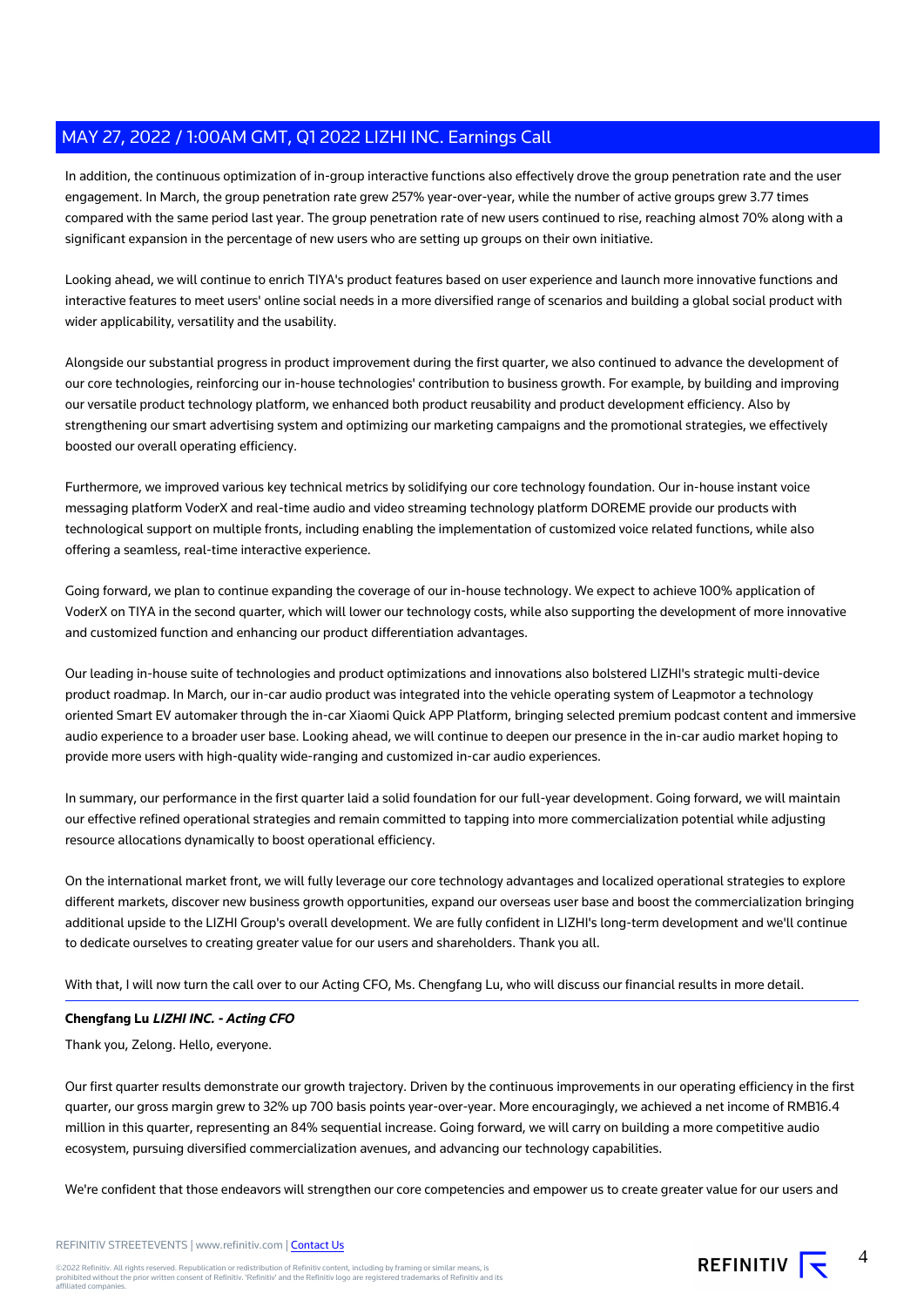In addition, the continuous optimization of in-group interactive functions also effectively drove the group penetration rate and the user engagement. In March, the group penetration rate grew 257% year-over-year, while the number of active groups grew 3.77 times compared with the same period last year. The group penetration rate of new users continued to rise, reaching almost 70% along with a significant expansion in the percentage of new users who are setting up groups on their own initiative.

Looking ahead, we will continue to enrich TIYA's product features based on user experience and launch more innovative functions and interactive features to meet users' online social needs in a more diversified range of scenarios and building a global social product with wider applicability, versatility and the usability.

Alongside our substantial progress in product improvement during the first quarter, we also continued to advance the development of our core technologies, reinforcing our in-house technologies' contribution to business growth. For example, by building and improving our versatile product technology platform, we enhanced both product reusability and product development efficiency. Also by strengthening our smart advertising system and optimizing our marketing campaigns and the promotional strategies, we effectively boosted our overall operating efficiency.

Furthermore, we improved various key technical metrics by solidifying our core technology foundation. Our in-house instant voice messaging platform VoderX and real-time audio and video streaming technology platform DOREME provide our products with technological support on multiple fronts, including enabling the implementation of customized voice related functions, while also offering a seamless, real-time interactive experience.

Going forward, we plan to continue expanding the coverage of our in-house technology. We expect to achieve 100% application of VoderX on TIYA in the second quarter, which will lower our technology costs, while also supporting the development of more innovative and customized function and enhancing our product differentiation advantages.

Our leading in-house suite of technologies and product optimizations and innovations also bolstered LIZHI's strategic multi-device product roadmap. In March, our in-car audio product was integrated into the vehicle operating system of Leapmotor a technology oriented Smart EV automaker through the in-car Xiaomi Quick APP Platform, bringing selected premium podcast content and immersive audio experience to a broader user base. Looking ahead, we will continue to deepen our presence in the in-car audio market hoping to provide more users with high-quality wide-ranging and customized in-car audio experiences.

In summary, our performance in the first quarter laid a solid foundation for our full-year development. Going forward, we will maintain our effective refined operational strategies and remain committed to tapping into more commercialization potential while adjusting resource allocations dynamically to boost operational efficiency.

On the international market front, we will fully leverage our core technology advantages and localized operational strategies to explore different markets, discover new business growth opportunities, expand our overseas user base and boost the commercialization bringing additional upside to the LIZHI Group's overall development. We are fully confident in LIZHI's long-term development and we'll continue to dedicate ourselves to creating greater value for our users and shareholders. Thank you all.

With that, I will now turn the call over to our Acting CFO, Ms. Chengfang Lu, who will discuss our financial results in more detail.

**Chengfang Lu** ***LIZHI INC. - Acting CFO***

Thank you, Zelong. Hello, everyone.

Our first quarter results demonstrate our growth trajectory. Driven by the continuous improvements in our operating efficiency in the first quarter, our gross margin grew to 32% up 700 basis points year-over-year. More encouragingly, we achieved a net income of RMB16.4 million in this quarter, representing an 84% sequential increase. Going forward, we will carry on building a more competitive audio ecosystem, pursuing diversified commercialization avenues, and advancing our technology capabilities.

We're confident that those endeavors will strengthen our core competencies and empower us to create greater value for our users and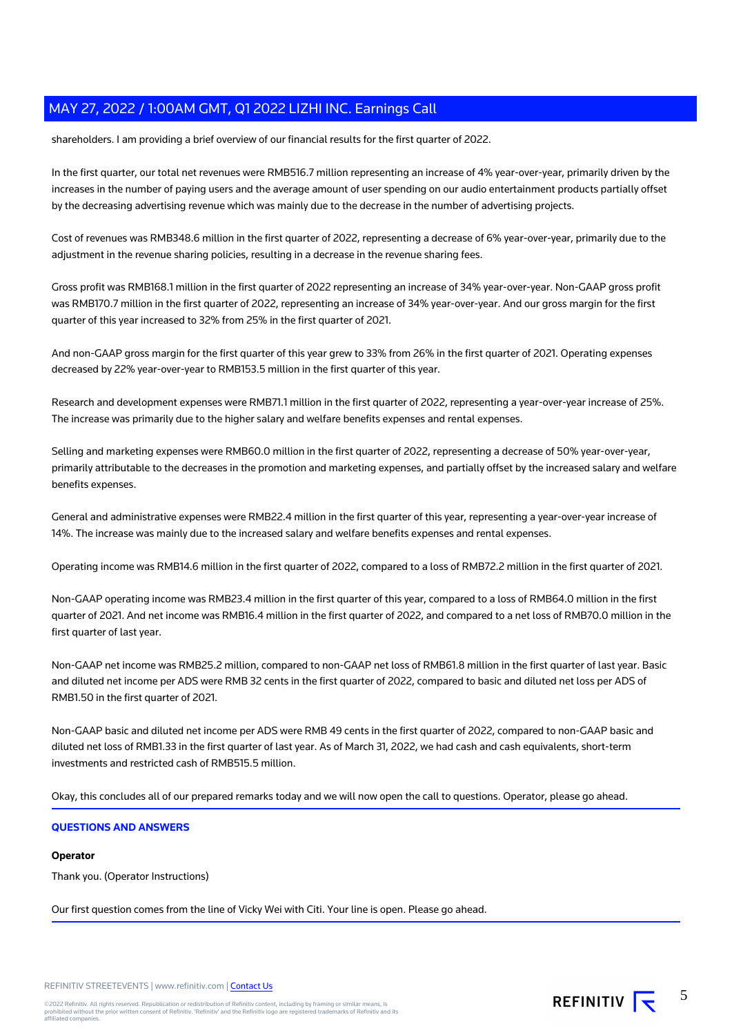shareholders. I am providing a brief overview of our financial results for the first quarter of 2022.

In the first quarter, our total net revenues were RMB516.7 million representing an increase of 4% year-over-year, primarily driven by the increases in the number of paying users and the average amount of user spending on our audio entertainment products partially offset by the decreasing advertising revenue which was mainly due to the decrease in the number of advertising projects.

Cost of revenues was RMB348.6 million in the first quarter of 2022, representing a decrease of 6% year-over-year, primarily due to the adjustment in the revenue sharing policies, resulting in a decrease in the revenue sharing fees.

Gross profit was RMB168.1 million in the first quarter of 2022 representing an increase of 34% year-over-year. Non-GAAP gross profit was RMB170.7 million in the first quarter of 2022, representing an increase of 34% year-over-year. And our gross margin for the first quarter of this year increased to 32% from 25% in the first quarter of 2021.

And non-GAAP gross margin for the first quarter of this year grew to 33% from 26% in the first quarter of 2021. Operating expenses decreased by 22% year-over-year to RMB153.5 million in the first quarter of this year.

Research and development expenses were RMB71.1 million in the first quarter of 2022, representing a year-over-year increase of 25%. The increase was primarily due to the higher salary and welfare benefits expenses and rental expenses.

Selling and marketing expenses were RMB60.0 million in the first quarter of 2022, representing a decrease of 50% year-over-year, primarily attributable to the decreases in the promotion and marketing expenses, and partially offset by the increased salary and welfare benefits expenses.

General and administrative expenses were RMB22.4 million in the first quarter of this year, representing a year-over-year increase of 14%. The increase was mainly due to the increased salary and welfare benefits expenses and rental expenses.

Operating income was RMB14.6 million in the first quarter of 2022, compared to a loss of RMB72.2 million in the first quarter of 2021.

Non-GAAP operating income was RMB23.4 million in the first quarter of this year, compared to a loss of RMB64.0 million in the first quarter of 2021. And net income was RMB16.4 million in the first quarter of 2022, and compared to a net loss of RMB70.0 million in the first quarter of last year.

Non-GAAP net income was RMB25.2 million, compared to non-GAAP net loss of RMB61.8 million in the first quarter of last year. Basic and diluted net income per ADS were RMB 32 cents in the first quarter of 2022, compared to basic and diluted net loss per ADS of RMB1.50 in the first quarter of 2021.

Non-GAAP basic and diluted net income per ADS were RMB 49 cents in the first quarter of 2022, compared to non-GAAP basic and diluted net loss of RMB1.33 in the first quarter of last year. As of March 31, 2022, we had cash and cash equivalents, short-term investments and restricted cash of RMB515.5 million.

Okay, this concludes all of our prepared remarks today and we will now open the call to questions. Operator, please go ahead.

## QUESTIONS AND ANSWERS

**Operator**

Thank you. (Operator Instructions)

Our first question comes from the line of Vicky Wei with Citi. Your line is open. Please go ahead.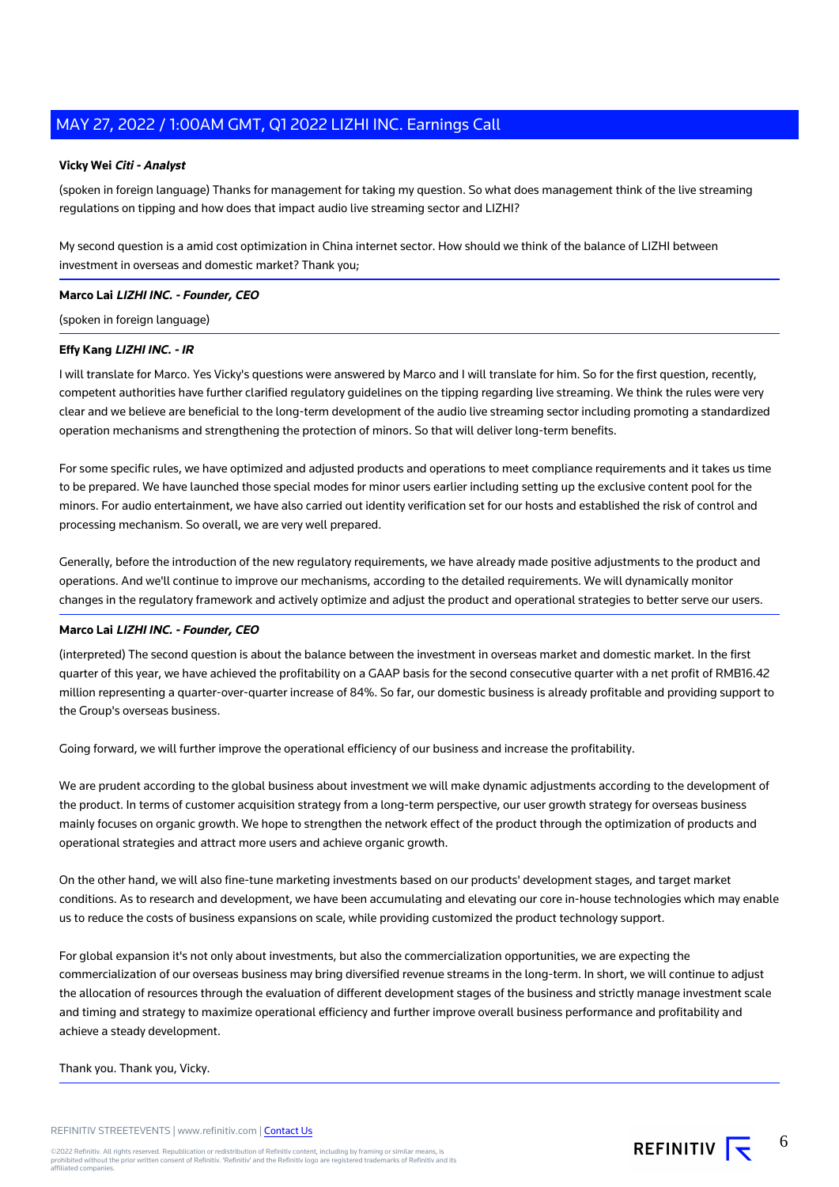**Vicky Wei** ***Citi - Analyst***

(spoken in foreign language) Thanks for management for taking my question. So what does management think of the live streaming regulations on tipping and how does that impact audio live streaming sector and LIZHI?

My second question is a amid cost optimization in China internet sector. How should we think of the balance of LIZHI between investment in overseas and domestic market? Thank you;

---

**Marco Lai** ***LIZHI INC. - Founder, CEO***

(spoken in foreign language)

---

**Effy Kang** ***LIZHI INC. - IR***

I will translate for Marco. Yes Vicky's questions were answered by Marco and I will translate for him. So for the first question, recently, competent authorities have further clarified regulatory guidelines on the tipping regarding live streaming. We think the rules were very clear and we believe are beneficial to the long-term development of the audio live streaming sector including promoting a standardized operation mechanisms and strengthening the protection of minors. So that will deliver long-term benefits.

For some specific rules, we have optimized and adjusted products and operations to meet compliance requirements and it takes us time to be prepared. We have launched those special modes for minor users earlier including setting up the exclusive content pool for the minors. For audio entertainment, we have also carried out identity verification set for our hosts and established the risk of control and processing mechanism. So overall, we are very well prepared.

Generally, before the introduction of the new regulatory requirements, we have already made positive adjustments to the product and operations. And we'll continue to improve our mechanisms, according to the detailed requirements. We will dynamically monitor changes in the regulatory framework and actively optimize and adjust the product and operational strategies to better serve our users.

---

**Marco Lai** ***LIZHI INC. - Founder, CEO***

(interpreted) The second question is about the balance between the investment in overseas market and domestic market. In the first quarter of this year, we have achieved the profitability on a GAAP basis for the second consecutive quarter with a net profit of RMB16.42 million representing a quarter-over-quarter increase of 84%. So far, our domestic business is already profitable and providing support to the Group's overseas business.

Going forward, we will further improve the operational efficiency of our business and increase the profitability.

We are prudent according to the global business about investment we will make dynamic adjustments according to the development of the product. In terms of customer acquisition strategy from a long-term perspective, our user growth strategy for overseas business mainly focuses on organic growth. We hope to strengthen the network effect of the product through the optimization of products and operational strategies and attract more users and achieve organic growth.

On the other hand, we will also fine-tune marketing investments based on our products' development stages, and target market conditions. As to research and development, we have been accumulating and elevating our core in-house technologies which may enable us to reduce the costs of business expansions on scale, while providing customized the product technology support.

For global expansion it's not only about investments, but also the commercialization opportunities, we are expecting the commercialization of our overseas business may bring diversified revenue streams in the long-term. In short, we will continue to adjust the allocation of resources through the evaluation of different development stages of the business and strictly manage investment scale and timing and strategy to maximize operational efficiency and further improve overall business performance and profitability and achieve a steady development.

Thank you. Thank you, Vicky.

---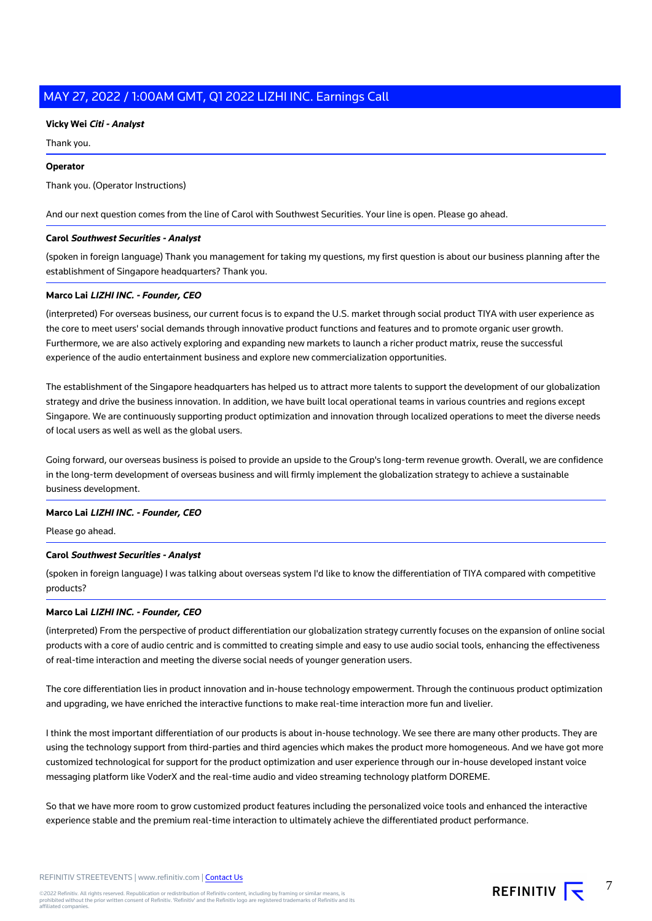**Vicky Wei** ***Citi - Analyst***

Thank you.

**Operator**

Thank you. (Operator Instructions)

And our next question comes from the line of Carol with Southwest Securities. Your line is open. Please go ahead.

**Carol** ***Southwest Securities - Analyst***

(spoken in foreign language) Thank you management for taking my questions, my first question is about our business planning after the establishment of Singapore headquarters? Thank you.

**Marco Lai** ***LIZHI INC. - Founder, CEO***

(interpreted) For overseas business, our current focus is to expand the U.S. market through social product TIYA with user experience as the core to meet users' social demands through innovative product functions and features and to promote organic user growth. Furthermore, we are also actively exploring and expanding new markets to launch a richer product matrix, reuse the successful experience of the audio entertainment business and explore new commercialization opportunities.

The establishment of the Singapore headquarters has helped us to attract more talents to support the development of our globalization strategy and drive the business innovation. In addition, we have built local operational teams in various countries and regions except Singapore. We are continuously supporting product optimization and innovation through localized operations to meet the diverse needs of local users as well as well as the global users.

Going forward, our overseas business is poised to provide an upside to the Group's long-term revenue growth. Overall, we are confidence in the long-term development of overseas business and will firmly implement the globalization strategy to achieve a sustainable business development.

**Marco Lai** ***LIZHI INC. - Founder, CEO***

Please go ahead.

**Carol** ***Southwest Securities - Analyst***

(spoken in foreign language) I was talking about overseas system I'd like to know the differentiation of TIYA compared with competitive products?

**Marco Lai** ***LIZHI INC. - Founder, CEO***

(interpreted) From the perspective of product differentiation our globalization strategy currently focuses on the expansion of online social products with a core of audio centric and is committed to creating simple and easy to use audio social tools, enhancing the effectiveness of real-time interaction and meeting the diverse social needs of younger generation users.

The core differentiation lies in product innovation and in-house technology empowerment. Through the continuous product optimization and upgrading, we have enriched the interactive functions to make real-time interaction more fun and livelier.

I think the most important differentiation of our products is about in-house technology. We see there are many other products. They are using the technology support from third-parties and third agencies which makes the product more homogeneous. And we have got more customized technological for support for the product optimization and user experience through our in-house developed instant voice messaging platform like VoderX and the real-time audio and video streaming technology platform DOREME.

So that we have more room to grow customized product features including the personalized voice tools and enhanced the interactive experience stable and the premium real-time interaction to ultimately achieve the differentiated product performance.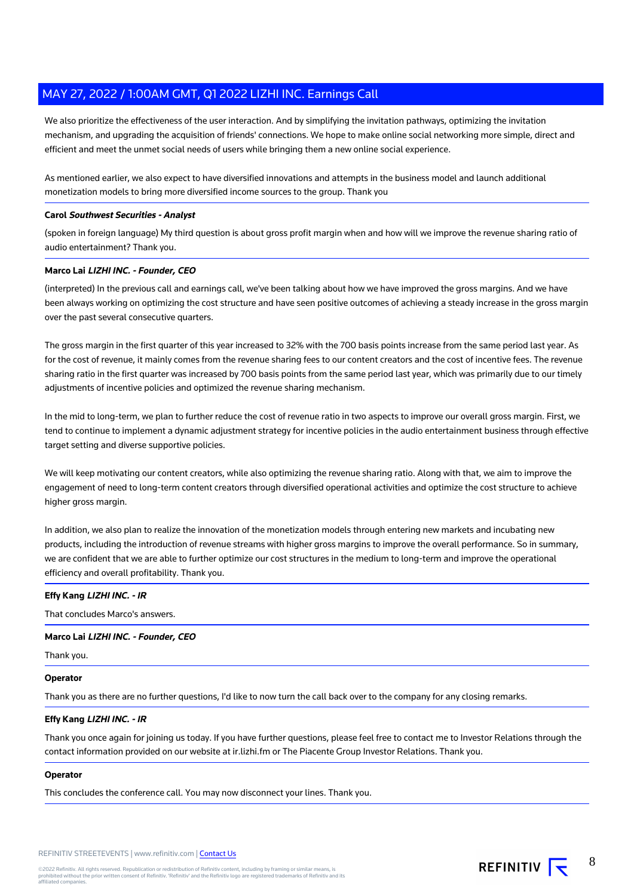We also prioritize the effectiveness of the user interaction. And by simplifying the invitation pathways, optimizing the invitation mechanism, and upgrading the acquisition of friends' connections. We hope to make online social networking more simple, direct and efficient and meet the unmet social needs of users while bringing them a new online social experience.

As mentioned earlier, we also expect to have diversified innovations and attempts in the business model and launch additional monetization models to bring more diversified income sources to the group. Thank you

---

**Carol** ***Southwest Securities - Analyst***

(spoken in foreign language) My third question is about gross profit margin when and how will we improve the revenue sharing ratio of audio entertainment? Thank you.

---

**Marco Lai** ***LIZHI INC. - Founder, CEO***

(interpreted) In the previous call and earnings call, we've been talking about how we have improved the gross margins. And we have been always working on optimizing the cost structure and have seen positive outcomes of achieving a steady increase in the gross margin over the past several consecutive quarters.

The gross margin in the first quarter of this year increased to 32% with the 700 basis points increase from the same period last year. As for the cost of revenue, it mainly comes from the revenue sharing fees to our content creators and the cost of incentive fees. The revenue sharing ratio in the first quarter was increased by 700 basis points from the same period last year, which was primarily due to our timely adjustments of incentive policies and optimized the revenue sharing mechanism.

In the mid to long-term, we plan to further reduce the cost of revenue ratio in two aspects to improve our overall gross margin. First, we tend to continue to implement a dynamic adjustment strategy for incentive policies in the audio entertainment business through effective target setting and diverse supportive policies.

We will keep motivating our content creators, while also optimizing the revenue sharing ratio. Along with that, we aim to improve the engagement of need to long-term content creators through diversified operational activities and optimize the cost structure to achieve higher gross margin.

In addition, we also plan to realize the innovation of the monetization models through entering new markets and incubating new products, including the introduction of revenue streams with higher gross margins to improve the overall performance. So in summary, we are confident that we are able to further optimize our cost structures in the medium to long-term and improve the operational efficiency and overall profitability. Thank you.

---

**Effy Kang** ***LIZHI INC. - IR***

That concludes Marco's answers.

---

**Marco Lai** ***LIZHI INC. - Founder, CEO***

Thank you.

---

**Operator**

Thank you as there are no further questions, I'd like to now turn the call back over to the company for any closing remarks.

---

**Effy Kang** ***LIZHI INC. - IR***

Thank you once again for joining us today. If you have further questions, please feel free to contact me to Investor Relations through the contact information provided on our website at ir.lizhi.fm or The Piacente Group Investor Relations. Thank you.

---

**Operator**

This concludes the conference call. You may now disconnect your lines. Thank you.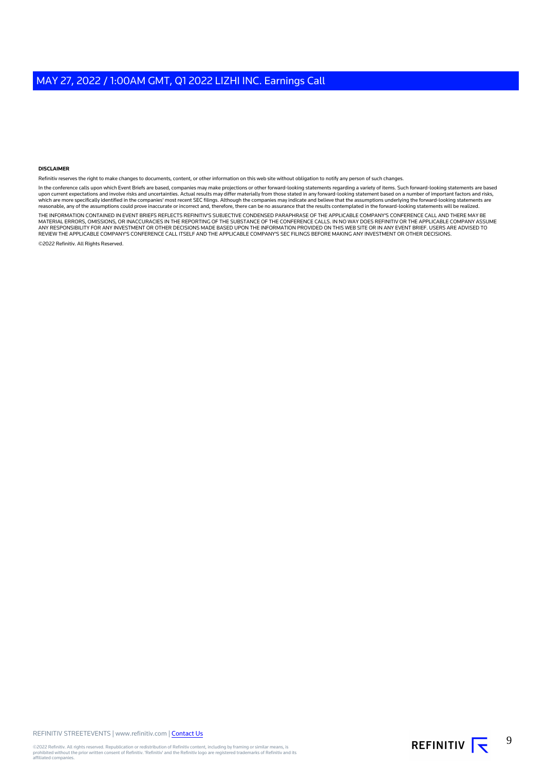**DISCLAIMER**

Refinitiv reserves the right to make changes to documents, content, or other information on this web site without obligation to notify any person of such changes.

In the conference calls upon which Event Briefs are based, companies may make projections or other forward-looking statements regarding a variety of items. Such forward-looking statements are based upon current expectations and involve risks and uncertainties. Actual results may differ materially from those stated in any forward-looking statement based on a number of important factors and risks, which are more specifically identified in the companies' most recent SEC filings. Although the companies may indicate and believe that the assumptions underlying the forward-looking statements are reasonable, any of the assumptions could prove inaccurate or incorrect and, therefore, there can be no assurance that the results contemplated in the forward-looking statements will be realized.

THE INFORMATION CONTAINED IN EVENT BRIEFS REFLECTS REFINITIV'S SUBJECTIVE CONDENSED PARAPHRASE OF THE APPLICABLE COMPANY'S CONFERENCE CALL AND THERE MAY BE MATERIAL ERRORS, OMISSIONS, OR INACCURACIES IN THE REPORTING OF THE SUBSTANCE OF THE CONFERENCE CALLS. IN NO WAY DOES REFINITIV OR THE APPLICABLE COMPANY ASSUME ANY RESPONSIBILITY FOR ANY INVESTMENT OR OTHER DECISIONS MADE BASED UPON THE INFORMATION PROVIDED ON THIS WEB SITE OR IN ANY EVENT BRIEF. USERS ARE ADVISED TO REVIEW THE APPLICABLE COMPANY'S CONFERENCE CALL ITSELF AND THE APPLICABLE COMPANY'S SEC FILINGS BEFORE MAKING ANY INVESTMENT OR OTHER DECISIONS.

©2022 Refinitiv. All Rights Reserved.